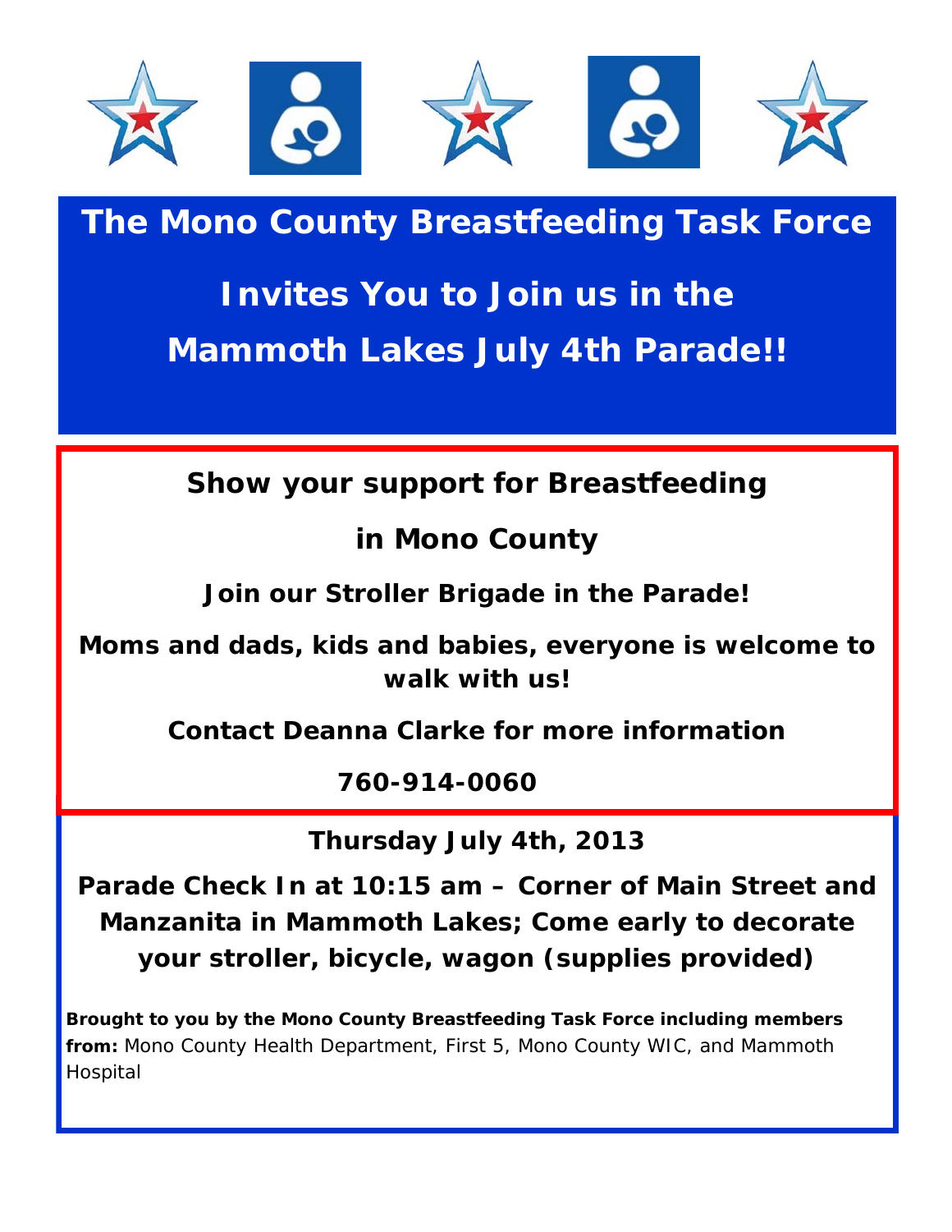# The Mono County Breastfeeding Task Force

## Invites You to Join us in the Mammoth Lakes July 4th Parade!!

**Show your support for Breastfeeding in Mono County**

**Join our Stroller Brigade in the Parade!**

**Moms and dads, kids and babies, everyone is welcome to walk with us!**

**Contact Deanna Clarke for more information**

**760-914-0060**

**Thursday July 4th, 2013**

**Parade Check In at 10:15 am – Corner of Main Street and Manzanita in Mammoth Lakes; Come early to decorate your stroller, bicycle, wagon (supplies provided)**

**Brought to you by the Mono County Breastfeeding Task Force including members from:** Mono County Health Department, First 5, Mono County WIC, and Mammoth Hospital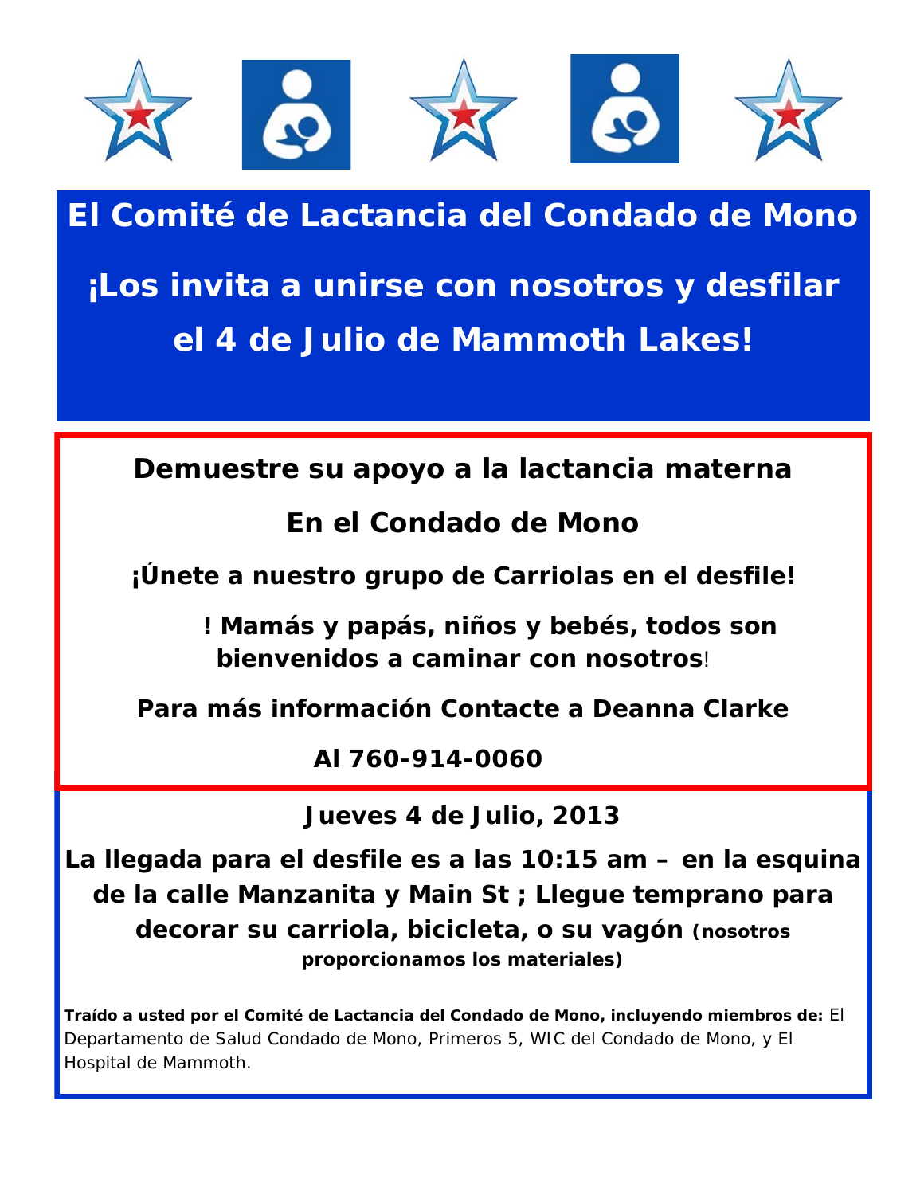# El Comité de Lactancia del Condado de Mono

## ¡Los invita a unirse con nosotros y desfilar el 4 de Julio de Mammoth Lakes!

**Demuestre su apoyo a la lactancia materna**

**En el Condado de Mono**

**¡Únete a nuestro grupo de Carriolas en el desfile!**

**! Mamás y papás, niños y bebés, todos son bienvenidos a caminar con nosotros**!

**Para más información Contacte a Deanna Clarke**

**Al 760-914-0060**

**Jueves 4 de Julio, 2013**

**La llegada para el desfile es a las 10:15 am – en la esquina de la calle Manzanita y Main St ; Llegue temprano para decorar su carriola, bicicleta, o su vagón (nosotros proporcionamos los materiales)**

**Traído a usted por el Comité de Lactancia del Condado de Mono, incluyendo miembros de:** El Departamento de Salud Condado de Mono, Primeros 5, WIC del Condado de Mono, y El Hospital de Mammoth.